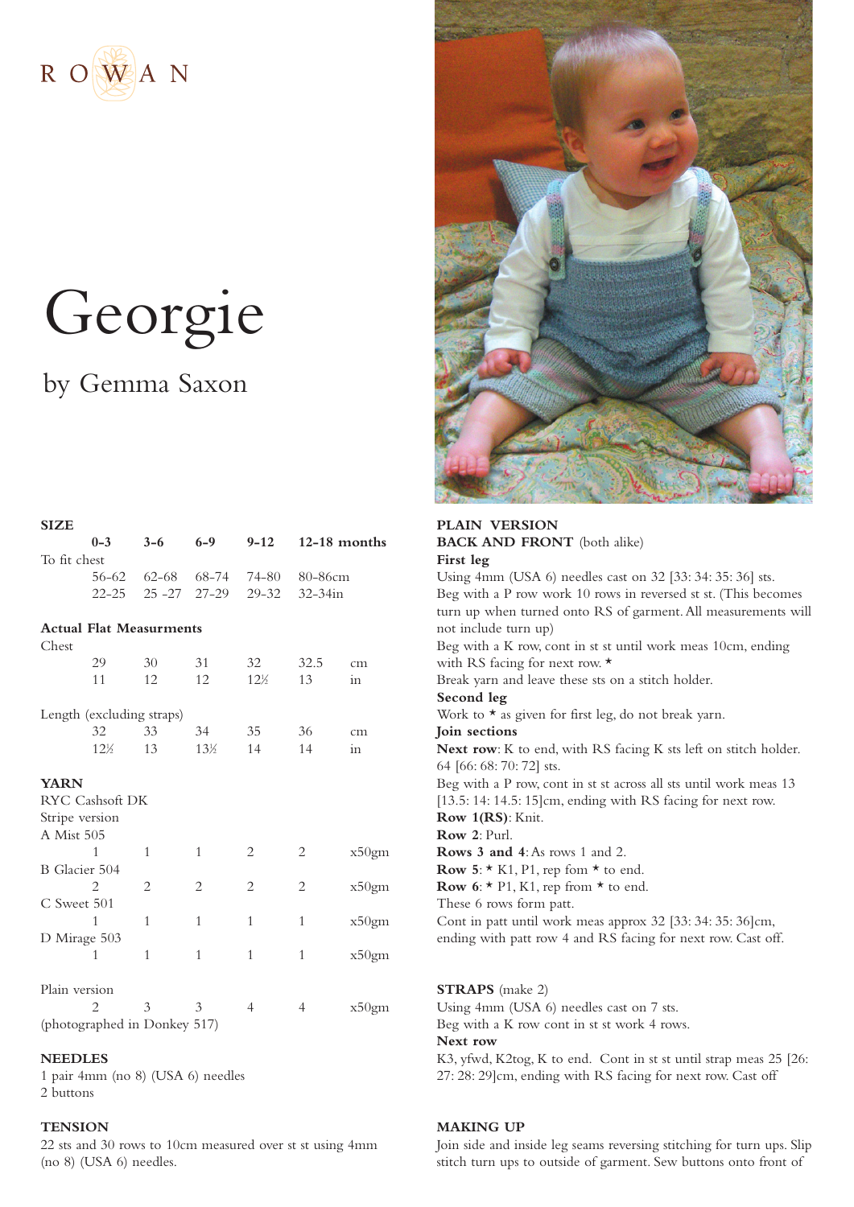ROWAN

# Georgie

## by Gemma Saxon

### SIZE

| | 0-3 | 3-6 | 6-9 | 9-12 | 12-18 months | |
|---|---|---|---|---|---|---|
| To fit chest | | | | | | |
| | 56-62 | 62-68 | 68-74 | 74-80 | 80-86cm | |
| | 22-25 | 25 -27 | 27-29 | 29-32 | 32-34in | |
| **Actual Flat Measurments** | | | | | | |
| Chest | | | | | | |
| | 29 | 30 | 31 | 32 | 32.5 | cm |
| | 11 | 12 | 12 | 12½ | 13 | in |
| Length (excluding straps) | | | | | | |
| | 32 | 33 | 34 | 35 | 36 | cm |
| | 12½ | 13 | 13½ | 14 | 14 | in |

### YARN

RYC Cashsoft DK

Stripe version

| | | | | | | |
|---|---|---|---|---|---|---|
| A Mist 505 | | | | | | |
| | 1 | 1 | 1 | 2 | 2 | x50gm |
| B Glacier 504 | | | | | | |
| | 2 | 2 | 2 | 2 | 2 | x50gm |
| C Sweet 501 | | | | | | |
| | 1 | 1 | 1 | 1 | 1 | x50gm |
| D Mirage 503 | | | | | | |
| | 1 | 1 | 1 | 1 | 1 | x50gm |
| Plain version | | | | | | |
| | 2 | 3 | 3 | 4 | 4 | x50gm |

(photographed in Donkey 517)

### NEEDLES

1 pair 4mm (no 8) (USA 6) needles

2 buttons

### TENSION

22 sts and 30 rows to 10cm measured over st st using 4mm (no 8) (USA 6) needles.

### PLAIN VERSION

**BACK AND FRONT** (both alike)

**First leg**

Using 4mm (USA 6) needles cast on 32 [33: 34: 35: 36] sts.

Beg with a P row work 10 rows in reversed st st. (This becomes turn up when turned onto RS of garment. All measurements will not include turn up)

Beg with a K row, cont in st st until work meas 10cm, ending with RS facing for next row. *

Break yarn and leave these sts on a stitch holder.

**Second leg**

Work to * as given for first leg, do not break yarn.

**Join sections**

**Next row**: K to end, with RS facing K sts left on stitch holder. 64 [66: 68: 70: 72] sts.

Beg with a P row, cont in st st across all sts until work meas 13 [13.5: 14: 14.5: 15]cm, ending with RS facing for next row.

**Row 1(RS)**: Knit.

**Row 2**: Purl.

**Rows 3 and 4**: As rows 1 and 2.

**Row 5**: * K1, P1, rep fom * to end.

**Row 6**: * P1, K1, rep from * to end.

These 6 rows form patt.

Cont in patt until work meas approx 32 [33: 34: 35: 36]cm, ending with patt row 4 and RS facing for next row. Cast off.

### STRAPS (make 2)

Using 4mm (USA 6) needles cast on 7 sts.

Beg with a K row cont in st st work 4 rows.

**Next row**

K3, yfwd, K2tog, K to end. Cont in st st until strap meas 25 [26: 27: 28: 29]cm, ending with RS facing for next row. Cast off

### MAKING UP

Join side and inside leg seams reversing stitching for turn ups. Slip stitch turn ups to outside of garment. Sew buttons onto front of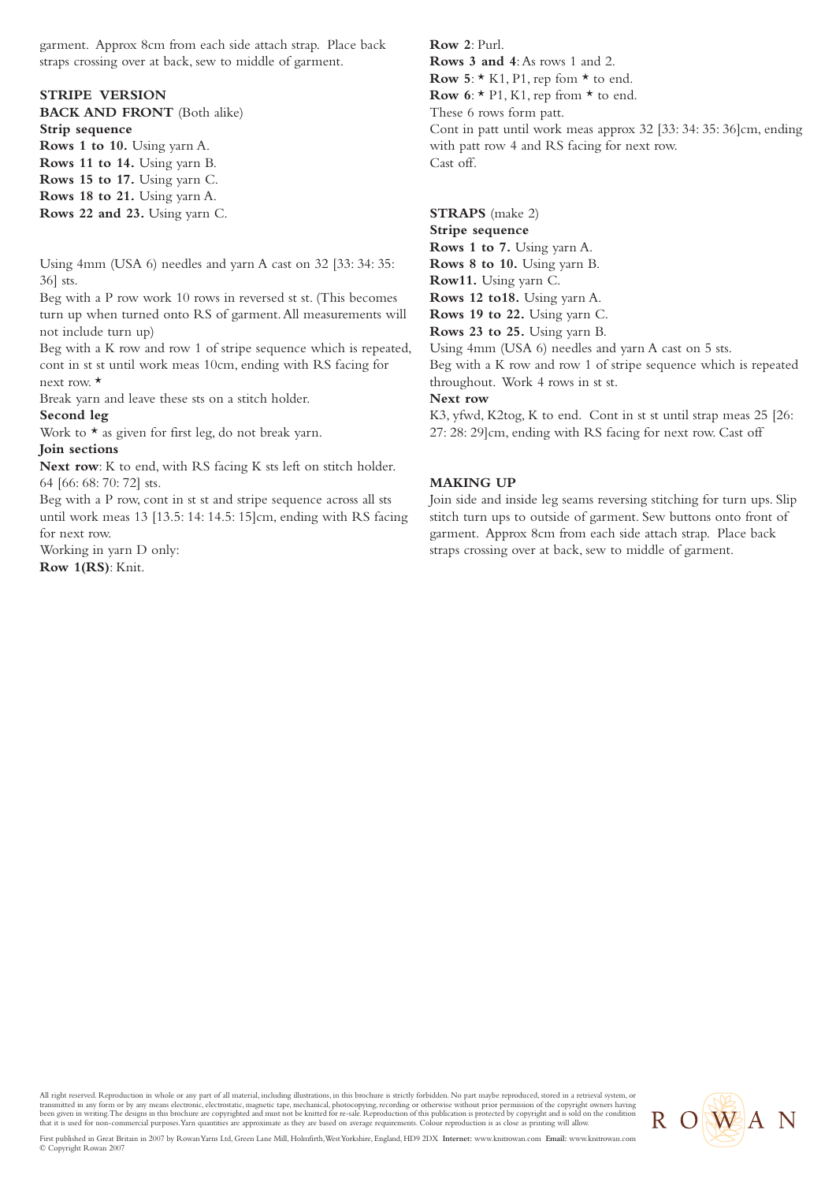garment. Approx 8cm from each side attach strap. Place back straps crossing over at back, sew to middle of garment.

**STRIPE VERSION**

**BACK AND FRONT** (Both alike)

**Strip sequence**

**Rows 1 to 10.** Using yarn A.
**Rows 11 to 14.** Using yarn B.
**Rows 15 to 17.** Using yarn C.
**Rows 18 to 21.** Using yarn A.
**Rows 22 and 23.** Using yarn C.

Using 4mm (USA 6) needles and yarn A cast on 32 [33: 34: 35: 36] sts.

Beg with a P row work 10 rows in reversed st st. (This becomes turn up when turned onto RS of garment. All measurements will not include turn up)

Beg with a K row and row 1 of stripe sequence which is repeated, cont in st st until work meas 10cm, ending with RS facing for next row. *

Break yarn and leave these sts on a stitch holder.

**Second leg**

Work to * as given for first leg, do not break yarn.

**Join sections**

**Next row**: K to end, with RS facing K sts left on stitch holder. 64 [66: 68: 70: 72] sts.

Beg with a P row, cont in st st and stripe sequence across all sts until work meas 13 [13.5: 14: 14.5: 15]cm, ending with RS facing for next row.

Working in yarn D only:

**Row 1(RS)**: Knit.
**Row 2**: Purl.
**Rows 3 and 4**: As rows 1 and 2.
**Row 5**: * K1, P1, rep fom * to end.
**Row 6**: * P1, K1, rep from * to end.

These 6 rows form patt.

Cont in patt until work meas approx 32 [33: 34: 35: 36]cm, ending with patt row 4 and RS facing for next row.

Cast off.

**STRAPS** (make 2)

**Stripe sequence**

**Rows 1 to 7.** Using yarn A.
**Rows 8 to 10.** Using yarn B.
**Row11.** Using yarn C.
**Rows 12 to18.** Using yarn A.
**Rows 19 to 22.** Using yarn C.
**Rows 23 to 25.** Using yarn B.

Using 4mm (USA 6) needles and yarn A cast on 5 sts.

Beg with a K row and row 1 of stripe sequence which is repeated throughout. Work 4 rows in st st.

**Next row**

K3, yfwd, K2tog, K to end. Cont in st st until strap meas 25 [26: 27: 28: 29]cm, ending with RS facing for next row. Cast off

**MAKING UP**

Join side and inside leg seams reversing stitching for turn ups. Slip stitch turn ups to outside of garment. Sew buttons onto front of garment. Approx 8cm from each side attach strap. Place back straps crossing over at back, sew to middle of garment.

All right reserved. Reproduction in whole or any part of all material, including illustrations, in this brochure is strictly forbidden. No part maybe reproduced, stored in a retrieval system, or transmitted in any form or by any means electronic, electrostatic, magnetic tape, mechanical, photocopying, recording or otherwise without prior permission of the copyright owners having been given in writing. The designs in this brochure are copyrighted and must not be knitted for re-sale. Reproduction of this publication is protected by copyright and is sold on the condition that it is used for non-commercial purposes. Yarn quantities are approximate as they are based on average requirements. Colour reproduction is as close as printing will allow.

First published in Great Britain in 2007 by Rowan Yarns Ltd, Green Lane Mill, Holmfirth, West Yorkshire, England, HD9 2DX **Internet:** www.knitrowan.com **Email:** www.knitrowan.com
© Copyright Rowan 2007

ROWAN